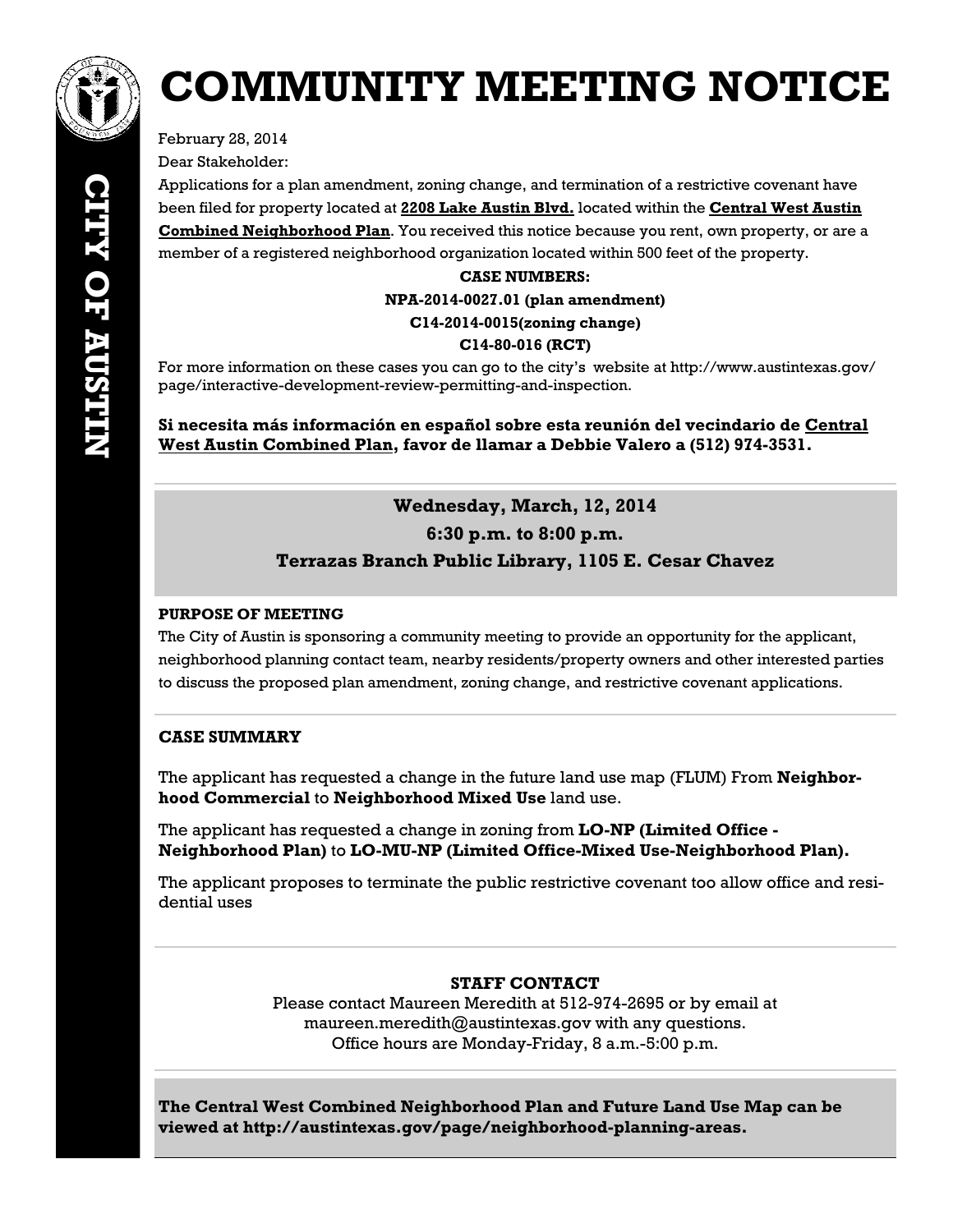# COMMUNITY MEETING NOTICE

CITY OF AUSTIN

February 28, 2014

Dear Stakeholder:

Applications for a plan amendment, zoning change, and termination of a restrictive covenant have been filed for property located at **2208 Lake Austin Blvd.** located within the **Central West Austin Combined Neighborhood Plan**. You received this notice because you rent, own property, or are a member of a registered neighborhood organization located within 500 feet of the property.

**CASE NUMBERS:**

**NPA-2014-0027.01 (plan amendment)**

**C14-2014-0015(zoning change)**

**C14-80-016 (RCT)**

For more information on these cases you can go to the city's website at http://www.austintexas.gov/page/interactive-development-review-permitting-and-inspection.

**Si necesita más información en español sobre esta reunión del vecindario de Central West Austin Combined Plan, favor de llamar a Debbie Valero a (512) 974-3531.**

**Wednesday, March, 12, 2014**

**6:30 p.m. to 8:00 p.m.**

**Terrazas Branch Public Library, 1105 E. Cesar Chavez**

### PURPOSE OF MEETING

The City of Austin is sponsoring a community meeting to provide an opportunity for the applicant, neighborhood planning contact team, nearby residents/property owners and other interested parties to discuss the proposed plan amendment, zoning change, and restrictive covenant applications.

### CASE SUMMARY

The applicant has requested a change in the future land use map (FLUM) From **Neighborhood Commercial** to **Neighborhood Mixed Use** land use.

The applicant has requested a change in zoning from **LO-NP (Limited Office - Neighborhood Plan)** to **LO-MU-NP (Limited Office-Mixed Use-Neighborhood Plan).**

The applicant proposes to terminate the public restrictive covenant too allow office and residential uses

### STAFF CONTACT

Please contact Maureen Meredith at 512-974-2695 or by email at maureen.meredith@austintexas.gov with any questions.
Office hours are Monday-Friday, 8 a.m.-5:00 p.m.

**The Central West Combined Neighborhood Plan and Future Land Use Map can be viewed at http://austintexas.gov/page/neighborhood-planning-areas.**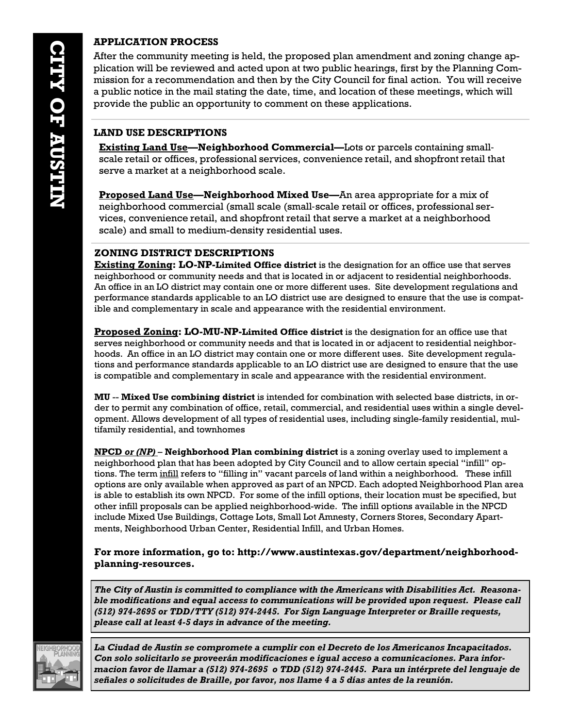## APPLICATION PROCESS

After the community meeting is held, the proposed plan amendment and zoning change application will be reviewed and acted upon at two public hearings, first by the Planning Commission for a recommendation and then by the City Council for final action. You will receive a public notice in the mail stating the date, time, and location of these meetings, which will provide the public an opportunity to comment on these applications.

## LAND USE DESCRIPTIONS

**Existing Land Use—Neighborhood Commercial—**Lots or parcels containing small-scale retail or offices, professional services, convenience retail, and shopfront retail that serve a market at a neighborhood scale.

**Proposed Land Use—Neighborhood Mixed Use—**An area appropriate for a mix of neighborhood commercial (small scale (small-scale retail or offices, professional services, convenience retail, and shopfront retail that serve a market at a neighborhood scale) and small to medium-density residential uses.

## ZONING DISTRICT DESCRIPTIONS

**Existing Zoning: LO-NP-Limited Office district** is the designation for an office use that serves neighborhood or community needs and that is located in or adjacent to residential neighborhoods. An office in an LO district may contain one or more different uses. Site development regulations and performance standards applicable to an LO district use are designed to ensure that the use is compatible and complementary in scale and appearance with the residential environment.

**Proposed Zoning: LO-MU-NP-Limited Office district** is the designation for an office use that serves neighborhood or community needs and that is located in or adjacent to residential neighborhoods. An office in an LO district may contain one or more different uses. Site development regulations and performance standards applicable to an LO district use are designed to ensure that the use is compatible and complementary in scale and appearance with the residential environment.

**MU** -- **Mixed Use combining district** is intended for combination with selected base districts, in order to permit any combination of office, retail, commercial, and residential uses within a single development. Allows development of all types of residential uses, including single-family residential, multifamily residential, and townhomes

**NPCD *or (NP)*** – **Neighborhood Plan combining district** is a zoning overlay used to implement a neighborhood plan that has been adopted by City Council and to allow certain special "infill" options. The term infill refers to "filling in" vacant parcels of land within a neighborhood. These infill options are only available when approved as part of an NPCD. Each adopted Neighborhood Plan area is able to establish its own NPCD. For some of the infill options, their location must be specified, but other infill proposals can be applied neighborhood-wide. The infill options available in the NPCD include Mixed Use Buildings, Cottage Lots, Small Lot Amnesty, Corners Stores, Secondary Apartments, Neighborhood Urban Center, Residential Infill, and Urban Homes.

**For more information, go to: http://www.austintexas.gov/department/neighborhood-planning-resources.**

***The City of Austin is committed to compliance with the Americans with Disabilities Act. Reasonable modifications and equal access to communications will be provided upon request. Please call (512) 974-2695 or TDD/TTY (512) 974-2445. For Sign Language Interpreter or Braille requests, please call at least 4-5 days in advance of the meeting.***

***La Ciudad de Austin se compromete a cumplir con el Decreto de los Americanos Incapacitados. Con solo solicitarlo se proveerán modificaciones e igual acceso a comunicaciones. Para informacion favor de llamar a (512) 974-2695 o TDD (512) 974-2445. Para un intérprete del lenguaje de señales o solicitudes de Braille, por favor, nos llame 4 a 5 días antes de la reunión.***